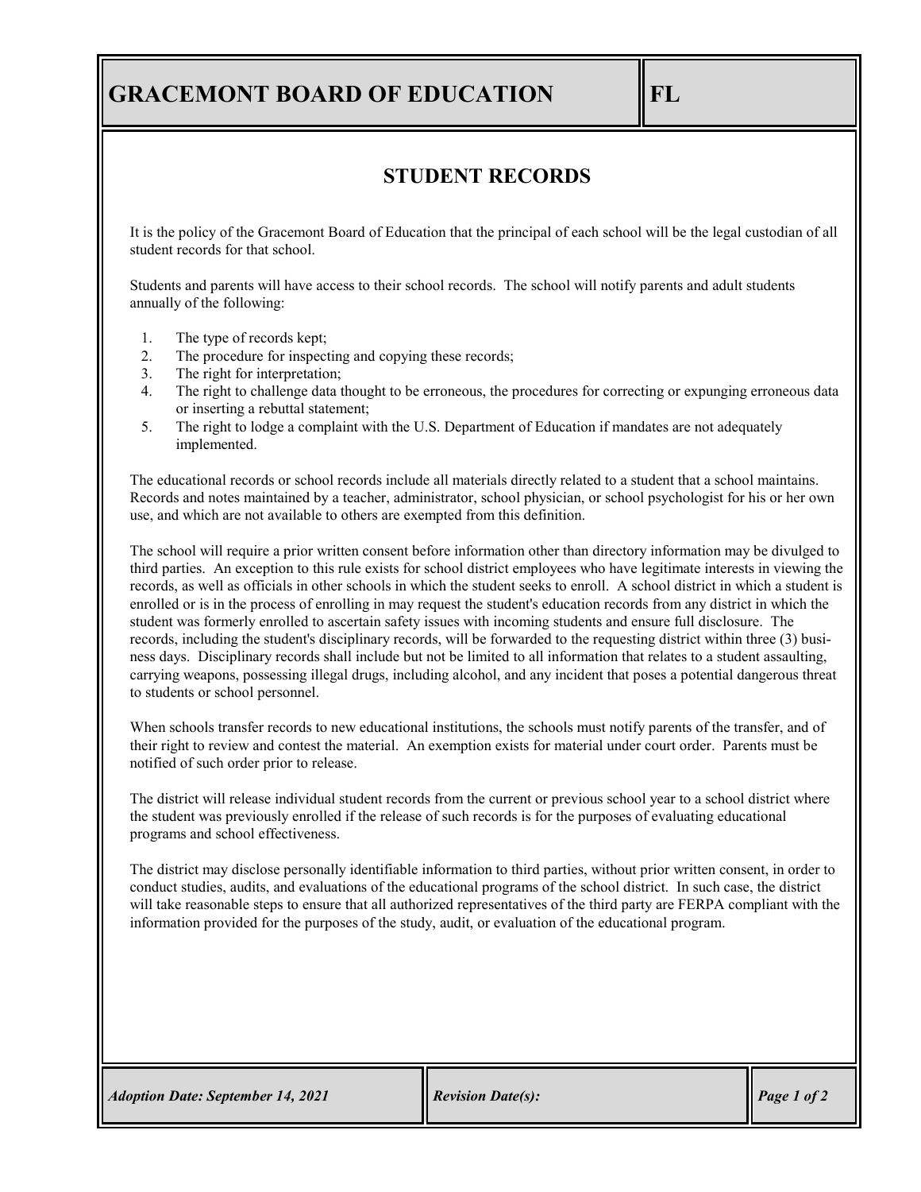# GRACEMONT BOARD OF EDUCATION

**FL**

## STUDENT RECORDS

It is the policy of the Gracemont Board of Education that the principal of each school will be the legal custodian of all student records for that school.

Students and parents will have access to their school records. The school will notify parents and adult students annually of the following:

1. The type of records kept;
2. The procedure for inspecting and copying these records;
3. The right for interpretation;
4. The right to challenge data thought to be erroneous, the procedures for correcting or expunging erroneous data or inserting a rebuttal statement;
5. The right to lodge a complaint with the U.S. Department of Education if mandates are not adequately implemented.

The educational records or school records include all materials directly related to a student that a school maintains. Records and notes maintained by a teacher, administrator, school physician, or school psychologist for his or her own use, and which are not available to others are exempted from this definition.

The school will require a prior written consent before information other than directory information may be divulged to third parties. An exception to this rule exists for school district employees who have legitimate interests in viewing the records, as well as officials in other schools in which the student seeks to enroll. A school district in which a student is enrolled or is in the process of enrolling in may request the student's education records from any district in which the student was formerly enrolled to ascertain safety issues with incoming students and ensure full disclosure. The records, including the student's disciplinary records, will be forwarded to the requesting district within three (3) business days. Disciplinary records shall include but not be limited to all information that relates to a student assaulting, carrying weapons, possessing illegal drugs, including alcohol, and any incident that poses a potential dangerous threat to students or school personnel.

When schools transfer records to new educational institutions, the schools must notify parents of the transfer, and of their right to review and contest the material. An exemption exists for material under court order. Parents must be notified of such order prior to release.

The district will release individual student records from the current or previous school year to a school district where the student was previously enrolled if the release of such records is for the purposes of evaluating educational programs and school effectiveness.

The district may disclose personally identifiable information to third parties, without prior written consent, in order to conduct studies, audits, and evaluations of the educational programs of the school district. In such case, the district will take reasonable steps to ensure that all authorized representatives of the third party are FERPA compliant with the information provided for the purposes of the study, audit, or evaluation of the educational program.

*Adoption Date: September 14, 2021*

*Revision Date(s):*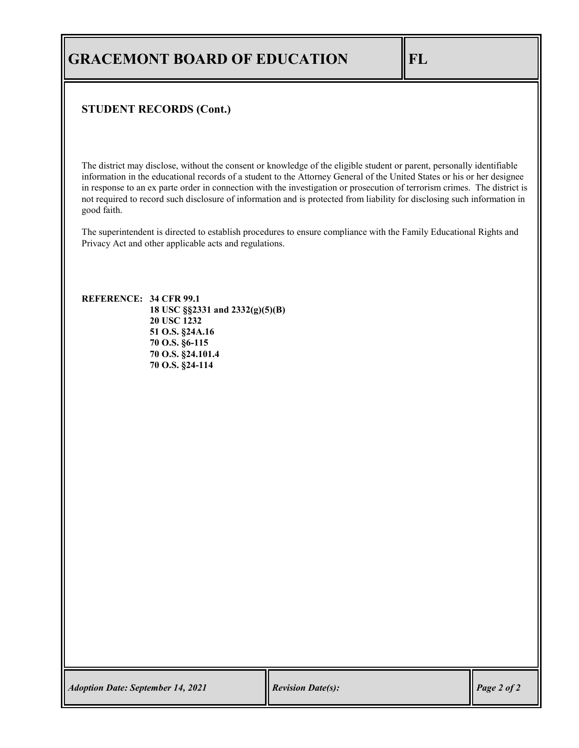**STUDENT RECORDS (Cont.)**

The district may disclose, without the consent or knowledge of the eligible student or parent, personally identifiable information in the educational records of a student to the Attorney General of the United States or his or her designee in response to an ex parte order in connection with the investigation or prosecution of terrorism crimes. The district is not required to record such disclosure of information and is protected from liability for disclosing such information in good faith.

The superintendent is directed to establish procedures to ensure compliance with the Family Educational Rights and Privacy Act and other applicable acts and regulations.

**REFERENCE:** **34 CFR 99.1**
**18 USC §§2331 and 2332(g)(5)(B)**
**20 USC 1232**
**51 O.S. §24A.16**
**70 O.S. §6-115**
**70 O.S. §24.101.4**
**70 O.S. §24-114**

*Adoption Date: September 14, 2021*

*Revision Date(s):*